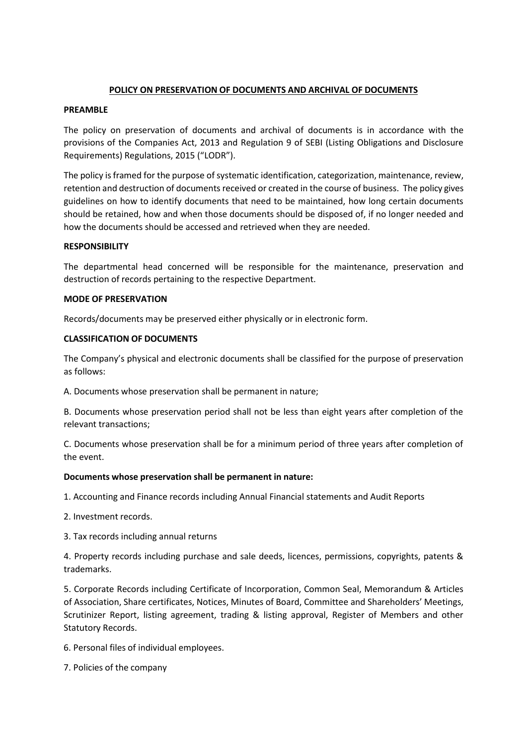# POLICY ON PRESERVATION OF DOCUMENTS AND ARCHIVAL OF DOCUMENTS

## PREAMBLE

The policy on preservation of documents and archival of documents is in accordance with the provisions of the Companies Act, 2013 and Regulation 9 of SEBI (Listing Obligations and Disclosure Requirements) Regulations, 2015 ("LODR").

The policy is framed for the purpose of systematic identification, categorization, maintenance, review, retention and destruction of documents received or created in the course of business. The policy gives guidelines on how to identify documents that need to be maintained, how long certain documents should be retained, how and when those documents should be disposed of, if no longer needed and how the documents should be accessed and retrieved when they are needed.

## RESPONSIBILITY

The departmental head concerned will be responsible for the maintenance, preservation and destruction of records pertaining to the respective Department.

## MODE OF PRESERVATION

Records/documents may be preserved either physically or in electronic form.

## CLASSIFICATION OF DOCUMENTS

The Company's physical and electronic documents shall be classified for the purpose of preservation as follows:

A. Documents whose preservation shall be permanent in nature;

B. Documents whose preservation period shall not be less than eight years after completion of the relevant transactions;

C. Documents whose preservation shall be for a minimum period of three years after completion of the event.

**Documents whose preservation shall be permanent in nature:**

1. Accounting and Finance records including Annual Financial statements and Audit Reports

2. Investment records.

3. Tax records including annual returns

4. Property records including purchase and sale deeds, licences, permissions, copyrights, patents & trademarks.

5. Corporate Records including Certificate of Incorporation, Common Seal, Memorandum & Articles of Association, Share certificates, Notices, Minutes of Board, Committee and Shareholders' Meetings, Scrutinizer Report, listing agreement, trading & listing approval, Register of Members and other Statutory Records.

6. Personal files of individual employees.

7. Policies of the company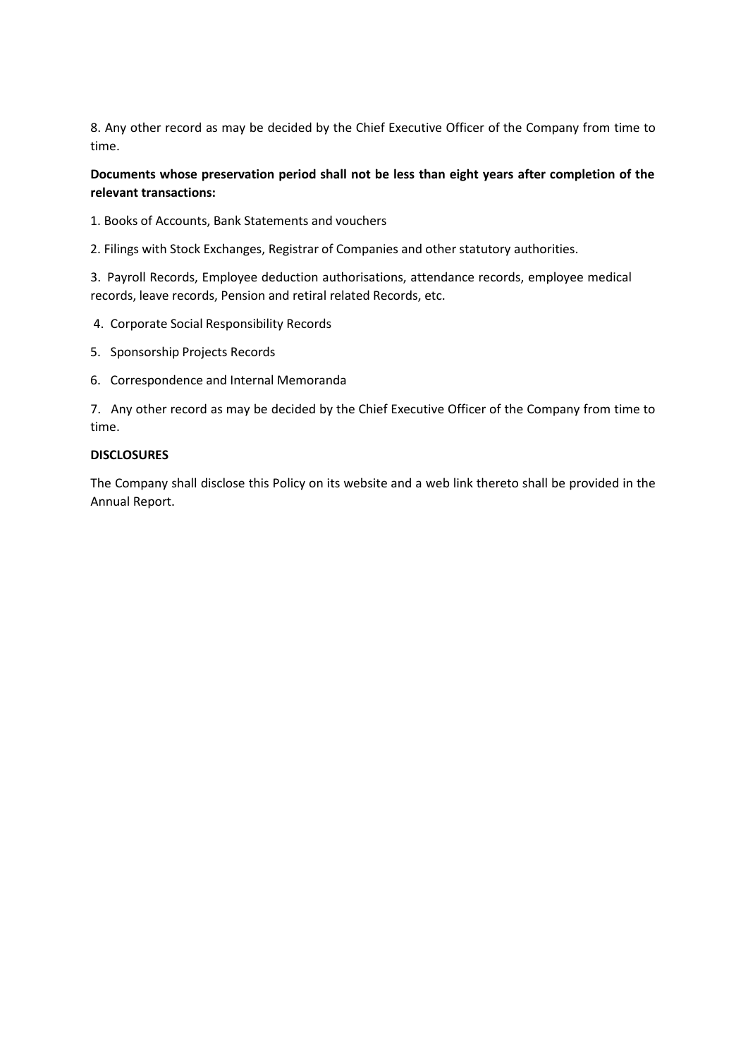8. Any other record as may be decided by the Chief Executive Officer of the Company from time to time.

**Documents whose preservation period shall not be less than eight years after completion of the relevant transactions:**

1. Books of Accounts, Bank Statements and vouchers
2. Filings with Stock Exchanges, Registrar of Companies and other statutory authorities.
3. Payroll Records, Employee deduction authorisations, attendance records, employee medical records, leave records, Pension and retiral related Records, etc.
4. Corporate Social Responsibility Records
5. Sponsorship Projects Records
6. Correspondence and Internal Memoranda
7. Any other record as may be decided by the Chief Executive Officer of the Company from time to time.

**DISCLOSURES**

The Company shall disclose this Policy on its website and a web link thereto shall be provided in the Annual Report.